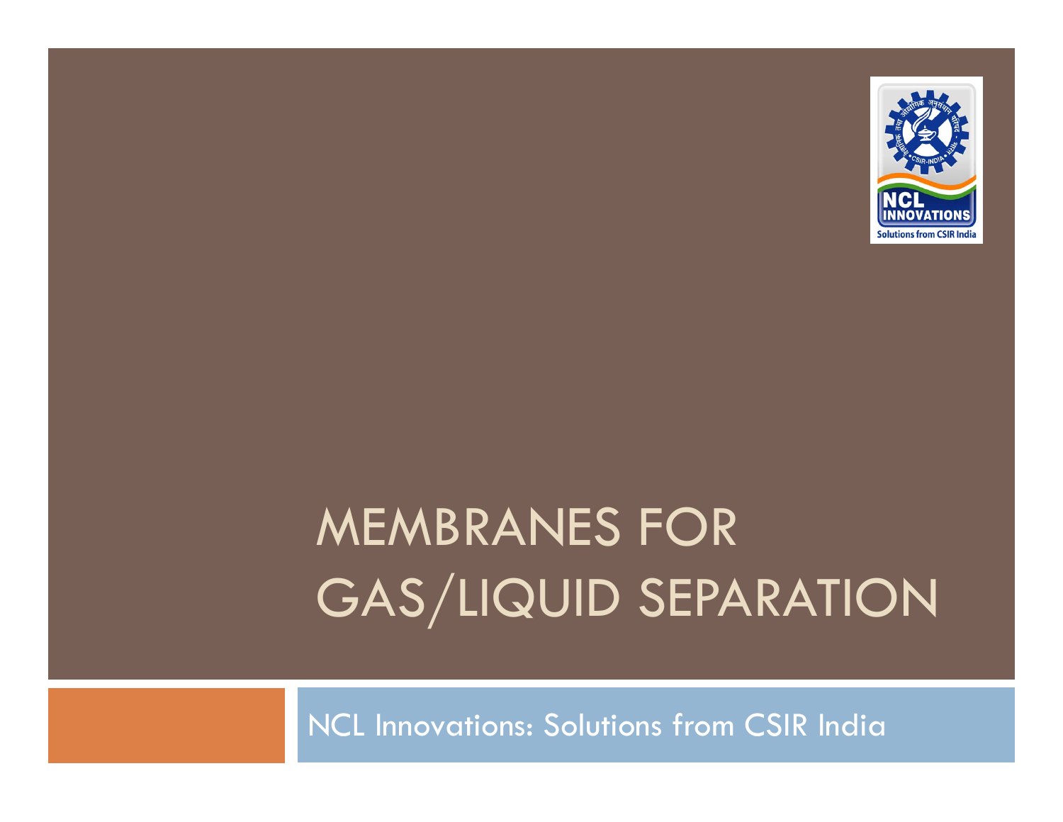# MEMBRANES FOR GAS/LIQUID SEPARATION

NCL Innovations: Solutions from CSIR India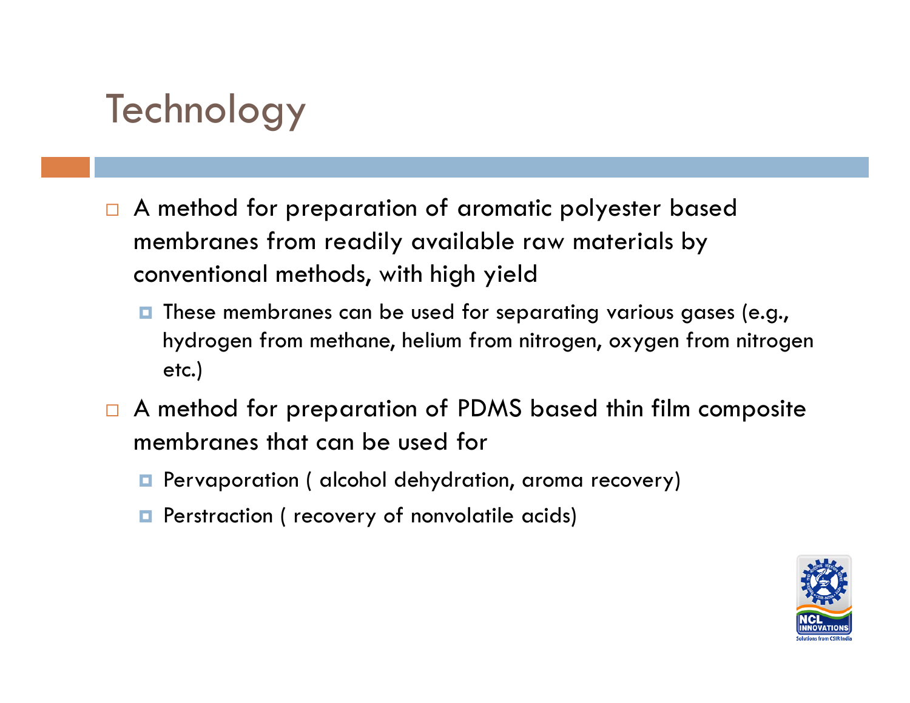# Technology

- A method for preparation of aromatic polyester based membranes from readily available raw materials by conventional methods, with high yield
  - These membranes can be used for separating various gases (e.g., hydrogen from methane, helium from nitrogen, oxygen from nitrogen etc.)
- A method for preparation of PDMS based thin film composite membranes that can be used for
  - Pervaporation ( alcohol dehydration, aroma recovery)
  - Perstraction ( recovery of nonvolatile acids)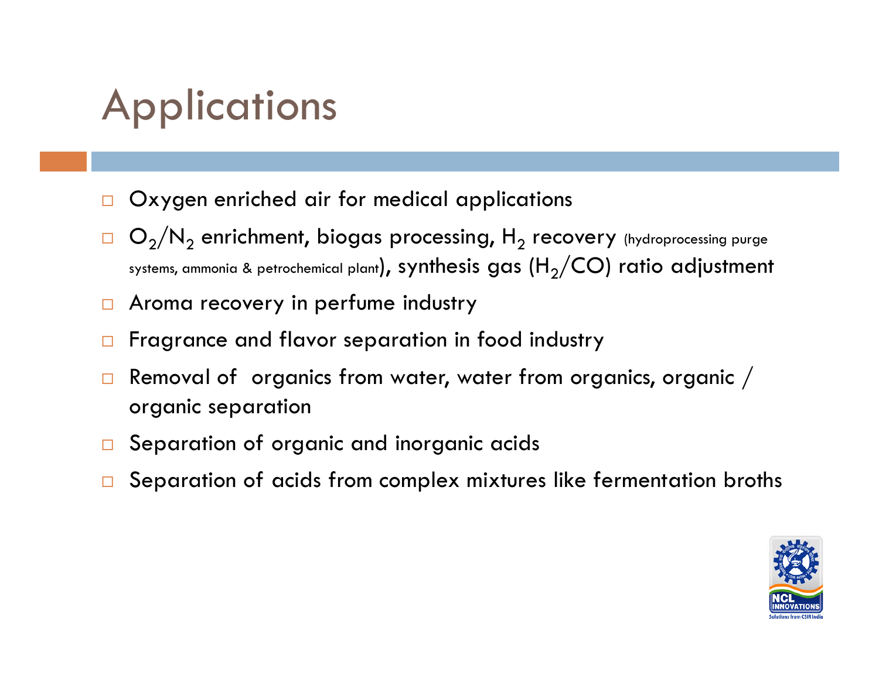# Applications

- Oxygen enriched air for medical applications
- $O_2/N_2$ enrichment, biogas processing, $H_2$ recovery (hydroprocessing purge systems, ammonia & petrochemical plant), synthesis gas ($H_2/CO$) ratio adjustment
- Aroma recovery in perfume industry
- Fragrance and flavor separation in food industry
- Removal of organics from water, water from organics, organic / organic separation
- Separation of organic and inorganic acids
- Separation of acids from complex mixtures like fermentation broths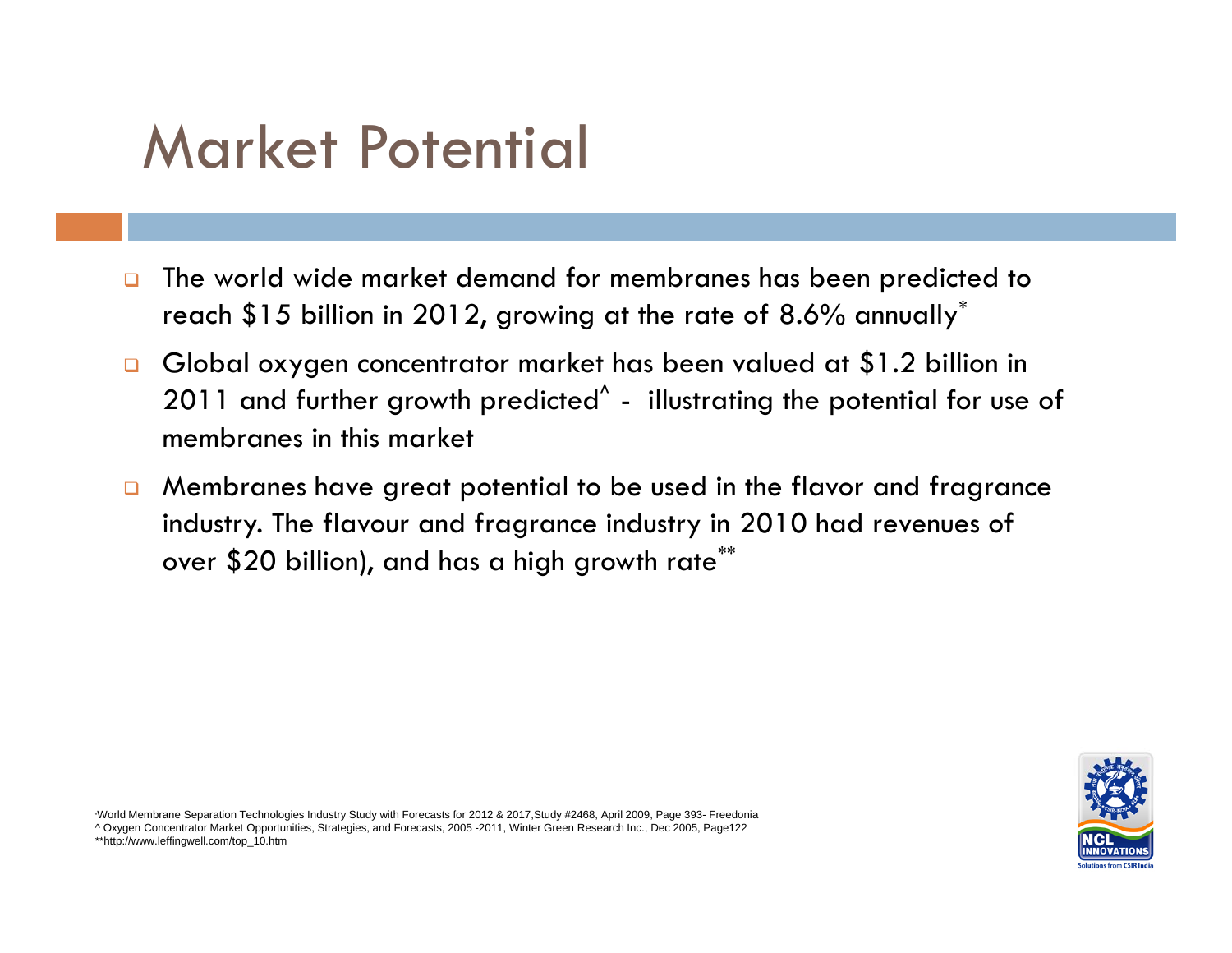# Market Potential

- The world wide market demand for membranes has been predicted to reach $15 billion in 2012, growing at the rate of 8.6% annually[*]
- Global oxygen concentrator market has been valued at $1.2 billion in 2011 and further growth predicted[^] - illustrating the potential for use of membranes in this market
- Membranes have great potential to be used in the flavor and fragrance industry. The flavour and fragrance industry in 2010 had revenues of over $20 billion), and has a high growth rate[**]

*World Membrane Separation Technologies Industry Study with Forecasts for 2012 & 2017,Study #2468, April 2009, Page 393- Freedonia
^ Oxygen Concentrator Market Opportunities, Strategies, and Forecasts, 2005 -2011, Winter Green Research Inc., Dec 2005, Page122
**http://www.leffingwell.com/top_10.htm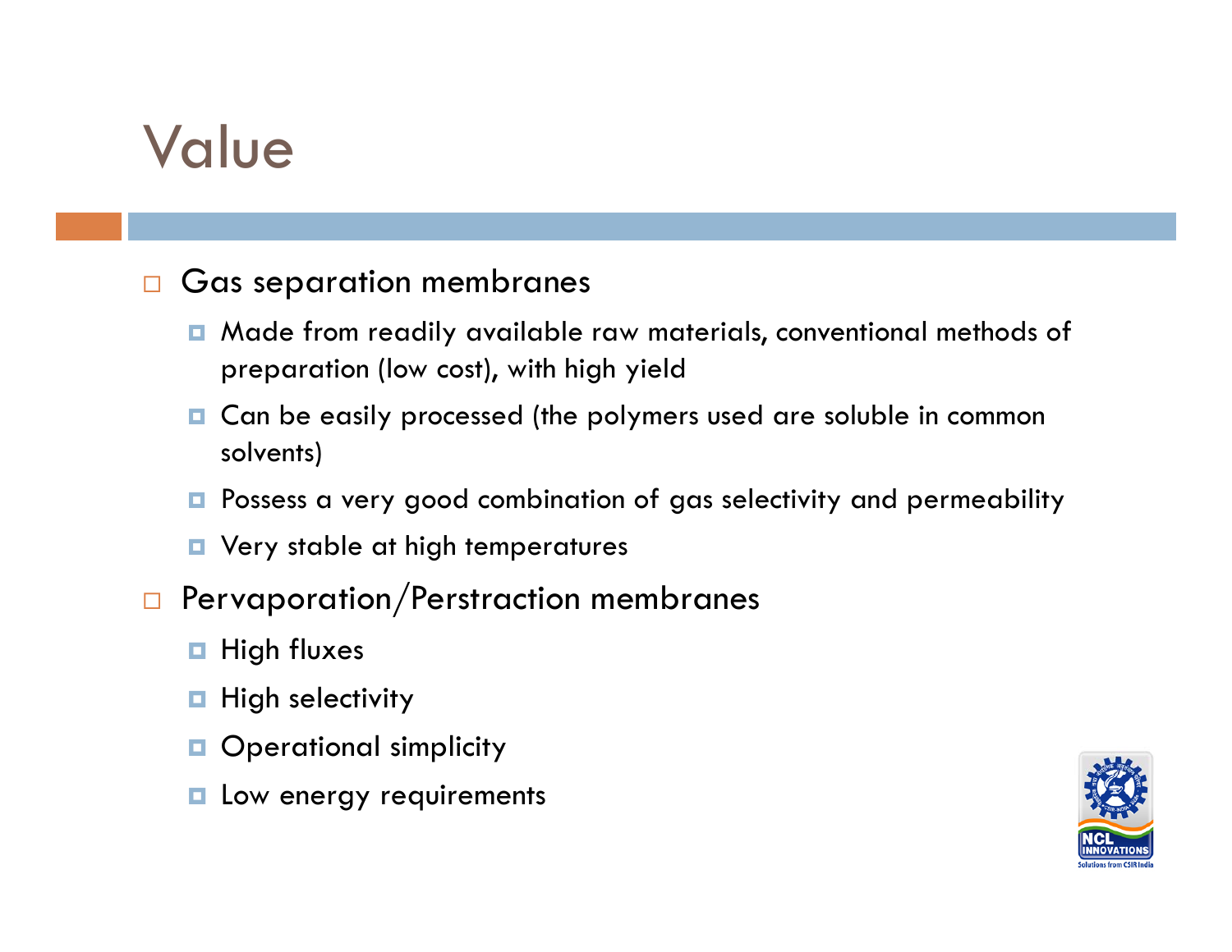# Value

- Gas separation membranes
  - Made from readily available raw materials, conventional methods of preparation (low cost), with high yield
  - Can be easily processed (the polymers used are soluble in common solvents)
  - Possess a very good combination of gas selectivity and permeability
  - Very stable at high temperatures
- Pervaporation/Perstraction membranes
  - High fluxes
  - High selectivity
  - Operational simplicity
  - Low energy requirements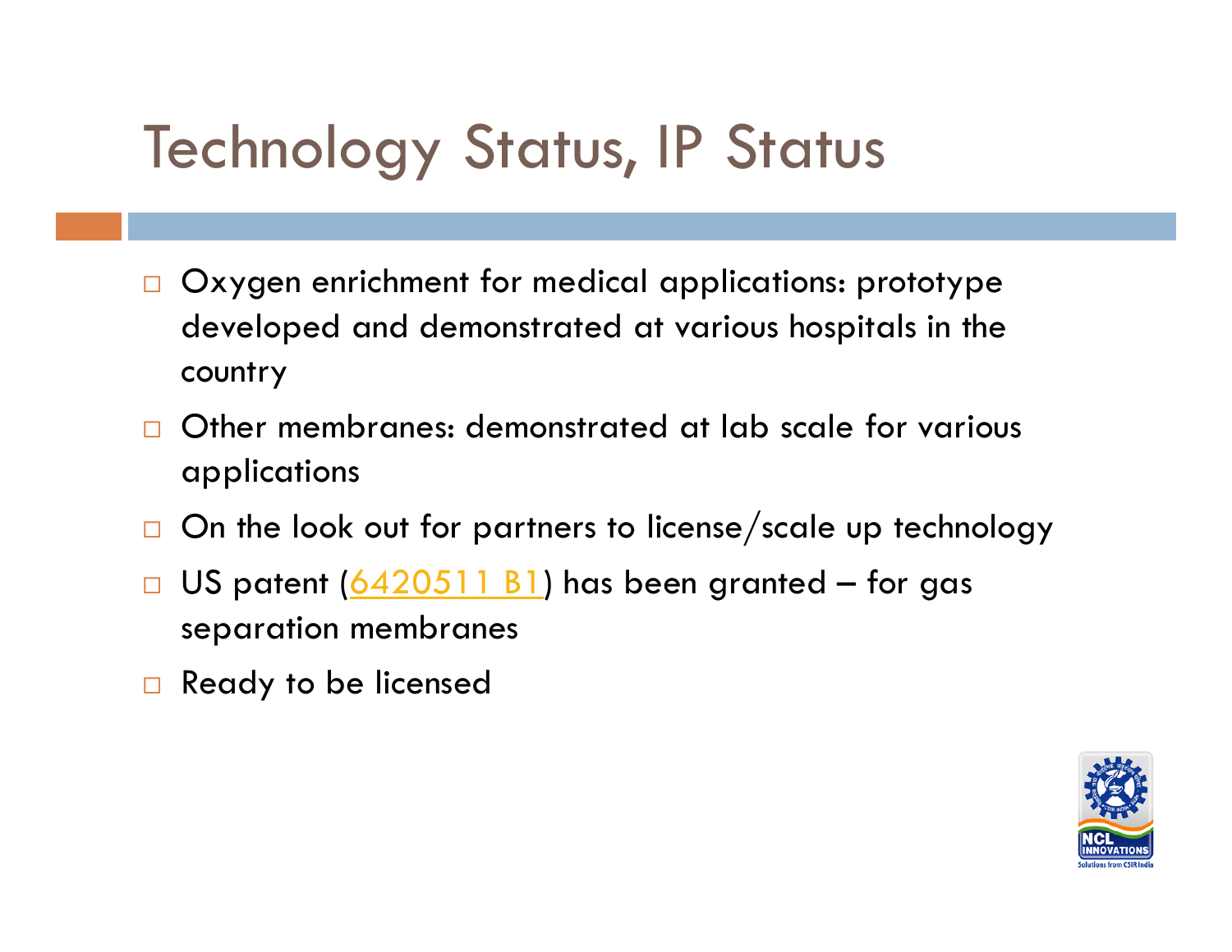# Technology Status, IP Status

- Oxygen enrichment for medical applications: prototype developed and demonstrated at various hospitals in the country
- Other membranes: demonstrated at lab scale for various applications
- On the look out for partners to license/scale up technology
- US patent (6420511 B1) has been granted – for gas separation membranes
- Ready to be licensed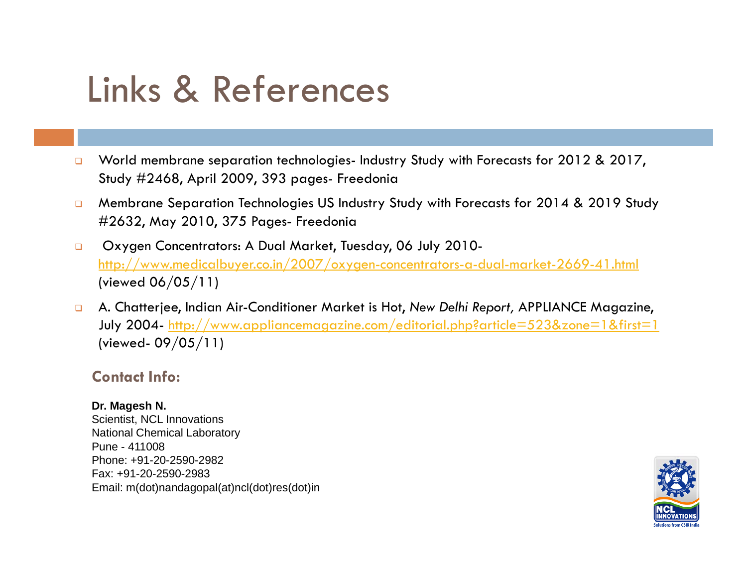# Links & References

- World membrane separation technologies- Industry Study with Forecasts for 2012 & 2017, Study #2468, April 2009, 393 pages- Freedonia
- Membrane Separation Technologies US Industry Study with Forecasts for 2014 & 2019 Study #2632, May 2010, 375 Pages- Freedonia
- Oxygen Concentrators: A Dual Market, Tuesday, 06 July 2010- http://www.medicalbuyer.co.in/2007/oxygen-concentrators-a-dual-market-2669-41.html (viewed 06/05/11)
- A. Chatterjee, Indian Air-Conditioner Market is Hot, *New Delhi Report,* APPLIANCE Magazine, July 2004- http://www.appliancemagazine.com/editorial.php?article=523&zone=1&first=1 (viewed- 09/05/11)

## Contact Info:

**Dr. Magesh N.**
Scientist, NCL Innovations
National Chemical Laboratory
Pune - 411008
Phone: +91-20-2590-2982
Fax: +91-20-2590-2983
Email: m(dot)nandagopal(at)ncl(dot)res(dot)in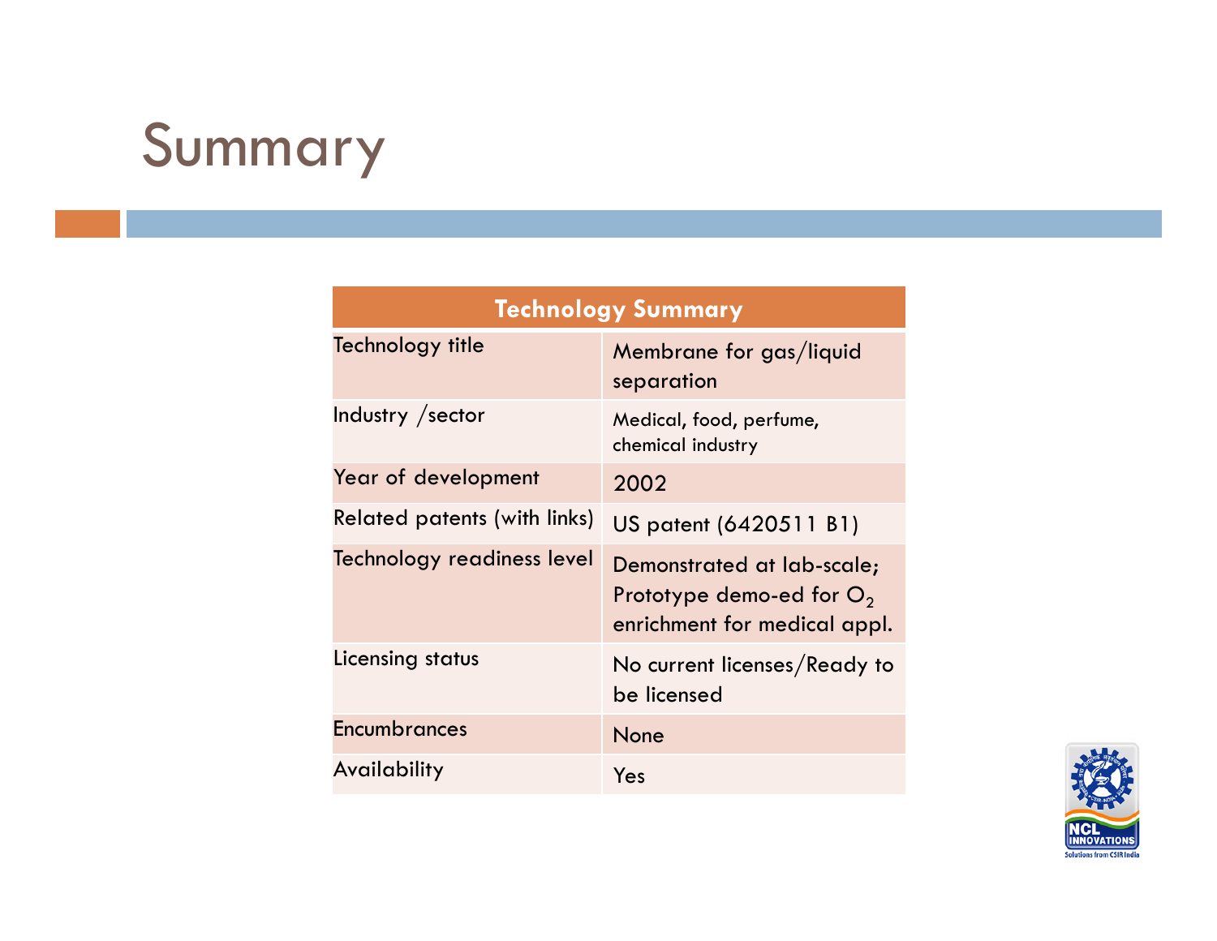# Summary

| Technology Summary | |
|---|---|
| Technology title | Membrane for gas/liquid separation |
| Industry /sector | Medical, food, perfume, chemical industry |
| Year of development | 2002 |
| Related patents (with links) | US patent (6420511 B1) |
| Technology readiness level | Demonstrated at lab-scale; Prototype demo-ed for $O_2$ enrichment for medical appl. |
| Licensing status | No current licenses/Ready to be licensed |
| Encumbrances | None |
| Availability | Yes |